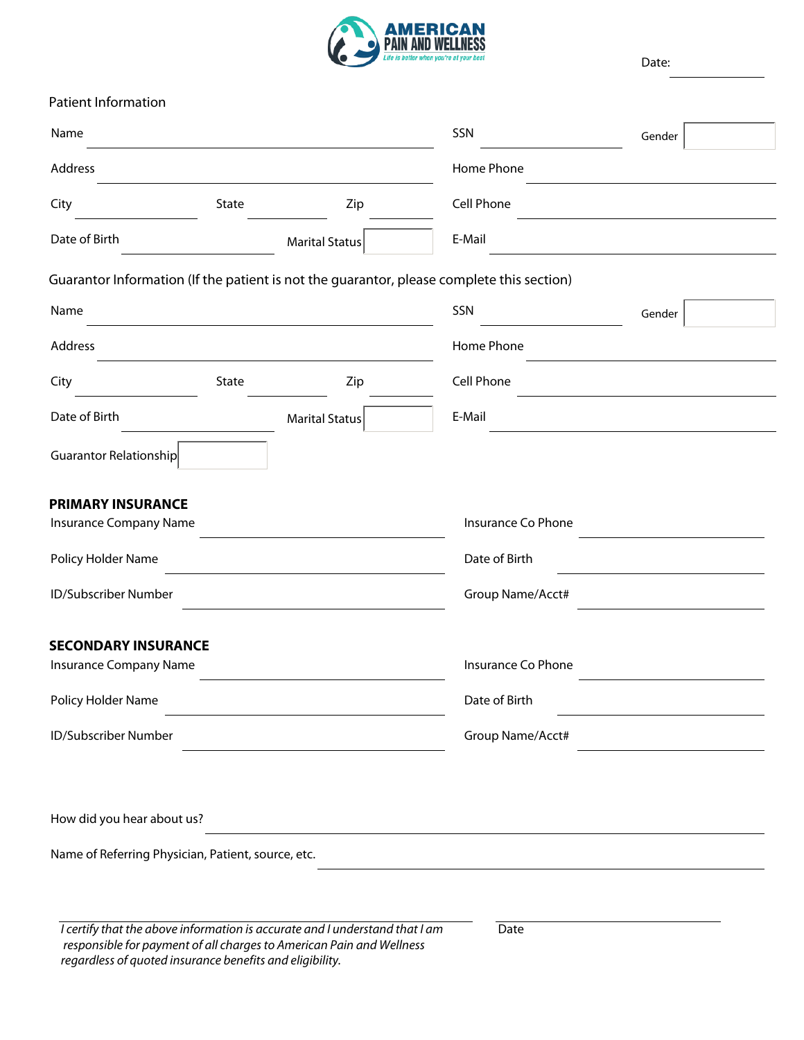**AMERICAN PAIN AND WELLNESS**
*Life is better when you're at your best*

Date: ____________

Patient Information

Name ____________________ SSN ____________ Gender ________

Address ____________________ Home Phone ____________

City ________ State ________ Zip ________ Cell Phone ____________

Date of Birth ____________ Marital Status ________ E-Mail ____________

Guarantor Information (If the patient is not the guarantor, please complete this section)

Name ____________________ SSN ____________ Gender ________

Address ____________________ Home Phone ____________

City ________ State ________ Zip ________ Cell Phone ____________

Date of Birth ____________ Marital Status ________ E-Mail ____________

Guarantor Relationship ________

**PRIMARY INSURANCE**

Insurance Company Name ____________________ Insurance Co Phone ____________

Policy Holder Name ____________________ Date of Birth ____________

ID/Subscriber Number ____________________ Group Name/Acct# ____________

**SECONDARY INSURANCE**

Insurance Company Name ____________________ Insurance Co Phone ____________

Policy Holder Name ____________________ Date of Birth ____________

ID/Subscriber Number ____________________ Group Name/Acct# ____________

How did you hear about us? ____________________

Name of Referring Physician, Patient, source, etc. ____________________

____________________ Date ____________

*I certify that the above information is accurate and I understand that I am responsible for payment of all charges to American Pain and Wellness regardless of quoted insurance benefits and eligibility.*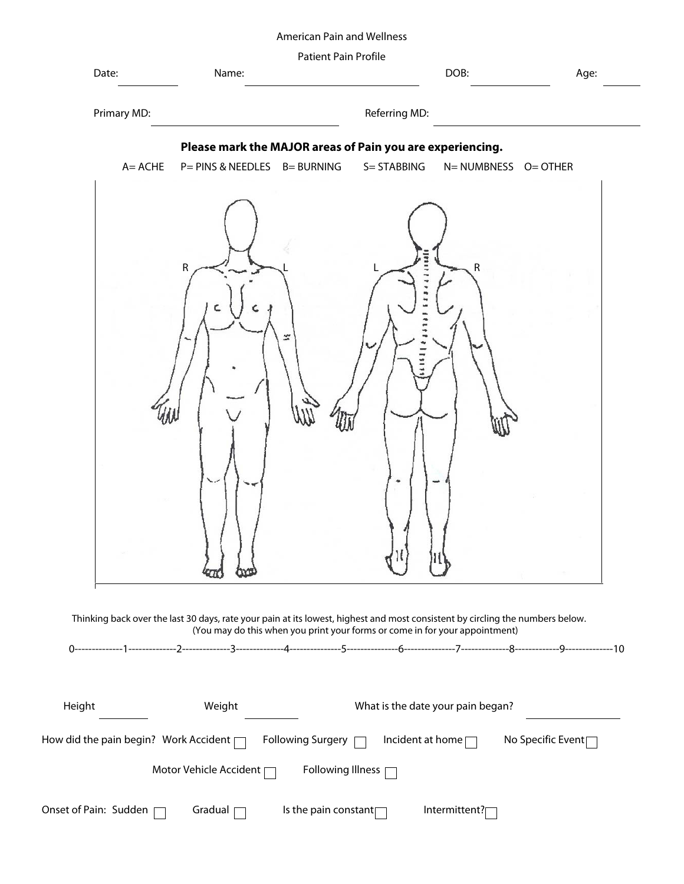American Pain and Wellness

Patient Pain Profile

Date: __________ Name: ______________________________ DOB: __________ Age: ______

Primary MD: ______________________________ Referring MD: ______________________________

**Please mark the MAJOR areas of Pain you are experiencing.**

A= ACHE   P= PINS & NEEDLES   B= BURNING   S= STABBING   N= NUMBNESS   O= OTHER

R   L   L   R

Thinking back over the last 30 days, rate your pain at its lowest, highest and most consistent by circling the numbers below.
(You may do this when you print your forms or come in for your appointment)

0--------------1--------------2--------------3--------------4--------------5--------------6--------------7--------------8-------------9--------------10

Height ________ Weight ________ What is the date your pain began? ____________

How did the pain begin? Work Accident ☐ Following Surgery ☐ Incident at home ☐ No Specific Event ☐

Motor Vehicle Accident ☐ Following Illness ☐

Onset of Pain: Sudden ☐ Gradual ☐ Is the pain constant ☐ Intermittent? ☐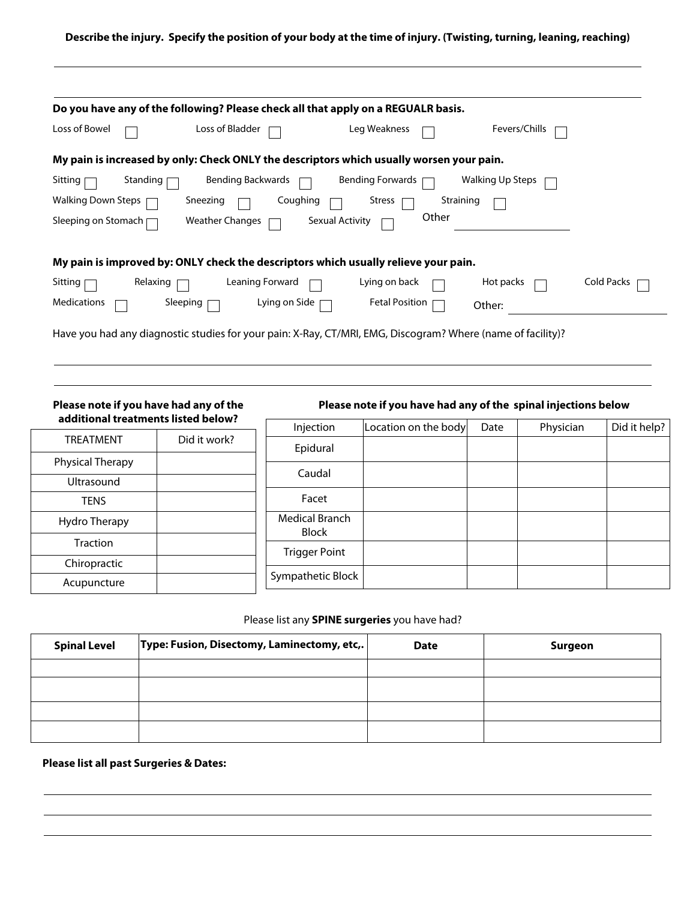**Describe the injury. Specify the position of your body at the time of injury. (Twisting, turning, leaning, reaching)**

______________________________________________________________________________

______________________________________________________________________________

**Do you have any of the following? Please check all that apply on a REGUALR basis.**

Loss of Bowel ☐ Loss of Bladder ☐ Leg Weakness ☐ Fevers/Chills ☐

**My pain is increased by only: Check ONLY the descriptors which usually worsen your pain.**

Sitting ☐ Standing ☐ Bending Backwards ☐ Bending Forwards ☐ Walking Up Steps ☐

Walking Down Steps ☐ Sneezing ☐ Coughing ☐ Stress ☐ Straining ☐

Sleeping on Stomach ☐ Weather Changes ☐ Sexual Activity ☐ Other ____________

**My pain is improved by: ONLY check the descriptors which usually relieve your pain.**

Sitting ☐ Relaxing ☐ Leaning Forward ☐ Lying on back ☐ Hot packs ☐ Cold Packs ☐

Medications ☐ Sleeping ☐ Lying on Side ☐ Fetal Position ☐ Other: ____________

Have you had any diagnostic studies for your pain: X-Ray, CT/MRI, EMG, Discogram? Where (name of facility)?

______________________________________________________________________________

______________________________________________________________________________

**Please note if you have had any of the additional treatments listed below?**

| TREATMENT | Did it work? |
|---|---|
| Physical Therapy | |
| Ultrasound | |
| TENS | |
| Hydro Therapy | |
| Traction | |
| Chiropractic | |
| Acupuncture | |

**Please note if you have had any of the spinal injections below**

| Injection | Location on the body | Date | Physician | Did it help? |
|---|---|---|---|---|
| Epidural | | | | |
| Caudal | | | | |
| Facet | | | | |
| Medical Branch Block | | | | |
| Trigger Point | | | | |
| Sympathetic Block | | | | |

Please list any **SPINE surgeries** you have had?

| Spinal Level | Type: Fusion, Disectomy, Laminectomy, etc,. | Date | Surgeon |
|---|---|---|---|
| | | | |
| | | | |
| | | | |
| | | | |

**Please list all past Surgeries & Dates:**

______________________________________________________________________________

______________________________________________________________________________

______________________________________________________________________________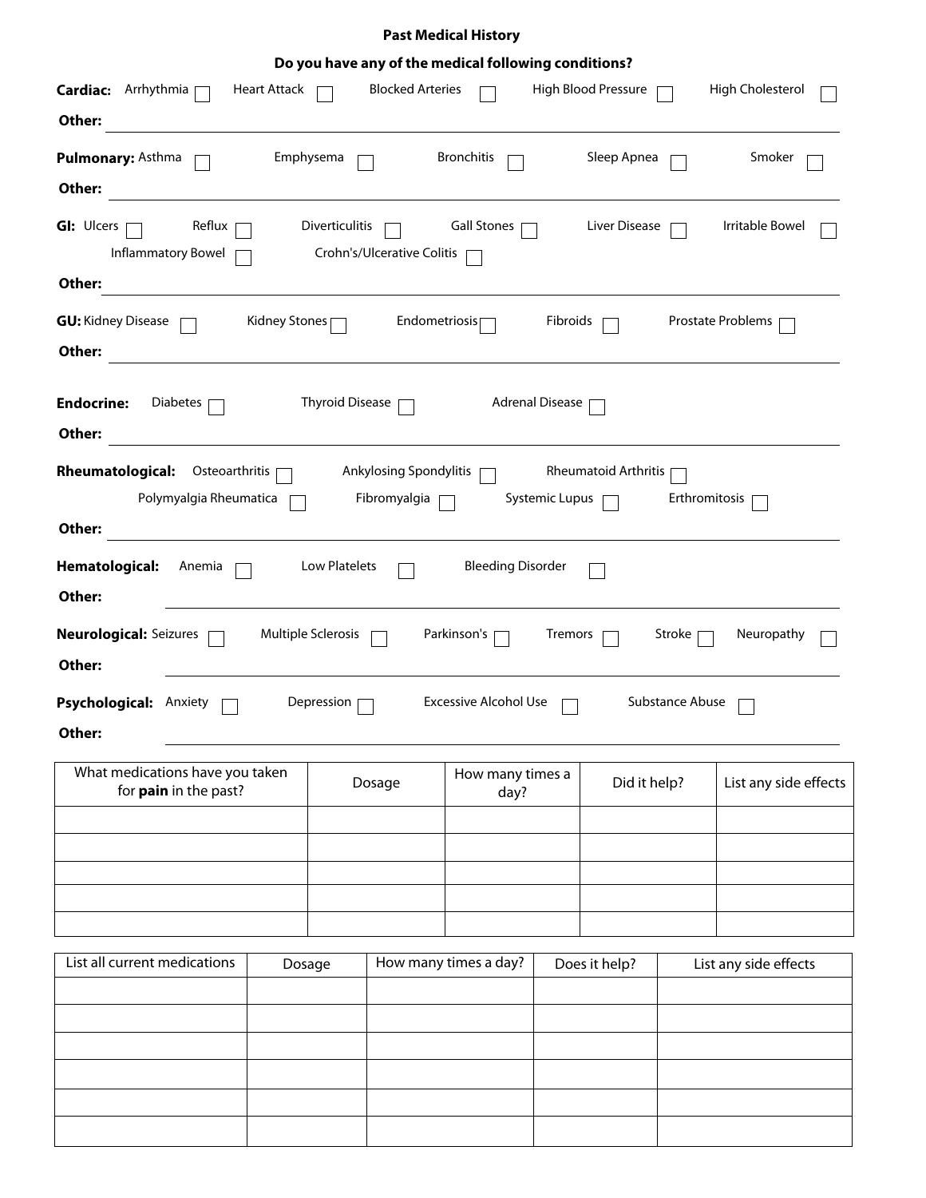## Past Medical History

**Do you have any of the medical following conditions?**

**Cardiac:** Arrhythmia ☐ Heart Attack ☐ Blocked Arteries ☐ High Blood Pressure ☐ High Cholesterol ☐

**Other:** ______________________________

**Pulmonary:** Asthma ☐ Emphysema ☐ Bronchitis ☐ Sleep Apnea ☐ Smoker ☐

**Other:** ______________________________

**GI:** Ulcers ☐ Reflux ☐ Diverticulitis ☐ Gall Stones ☐ Liver Disease ☐ Irritable Bowel ☐ Inflammatory Bowel ☐ Crohn's/Ulcerative Colitis ☐

**Other:** ______________________________

**GU:** Kidney Disease ☐ Kidney Stones ☐ Endometriosis ☐ Fibroids ☐ Prostate Problems ☐

**Other:** ______________________________

**Endocrine:** Diabetes ☐ Thyroid Disease ☐ Adrenal Disease ☐

**Other:** ______________________________

**Rheumatological:** Osteoarthritis ☐ Ankylosing Spondylitis ☐ Rheumatoid Arthritis ☐ Polymyalgia Rheumatica ☐ Fibromyalgia ☐ Systemic Lupus ☐ Erthromitosis ☐

**Other:** ______________________________

**Hematological:** Anemia ☐ Low Platelets ☐ Bleeding Disorder ☐

**Other:** ______________________________

**Neurological:** Seizures ☐ Multiple Sclerosis ☐ Parkinson's ☐ Tremors ☐ Stroke ☐ Neuropathy ☐

**Other:** ______________________________

**Psychological:** Anxiety ☐ Depression ☐ Excessive Alcohol Use ☐ Substance Abuse ☐

**Other:** ______________________________

| What medications have you taken for **pain** in the past? | Dosage | How many times a day? | Did it help? | List any side effects |
|---|---|---|---|---|
| | | | | |
| | | | | |
| | | | | |
| | | | | |
| | | | | |

| List all current medications | Dosage | How many times a day? | Does it help? | List any side effects |
|---|---|---|---|---|
| | | | | |
| | | | | |
| | | | | |
| | | | | |
| | | | | |
| | | | | |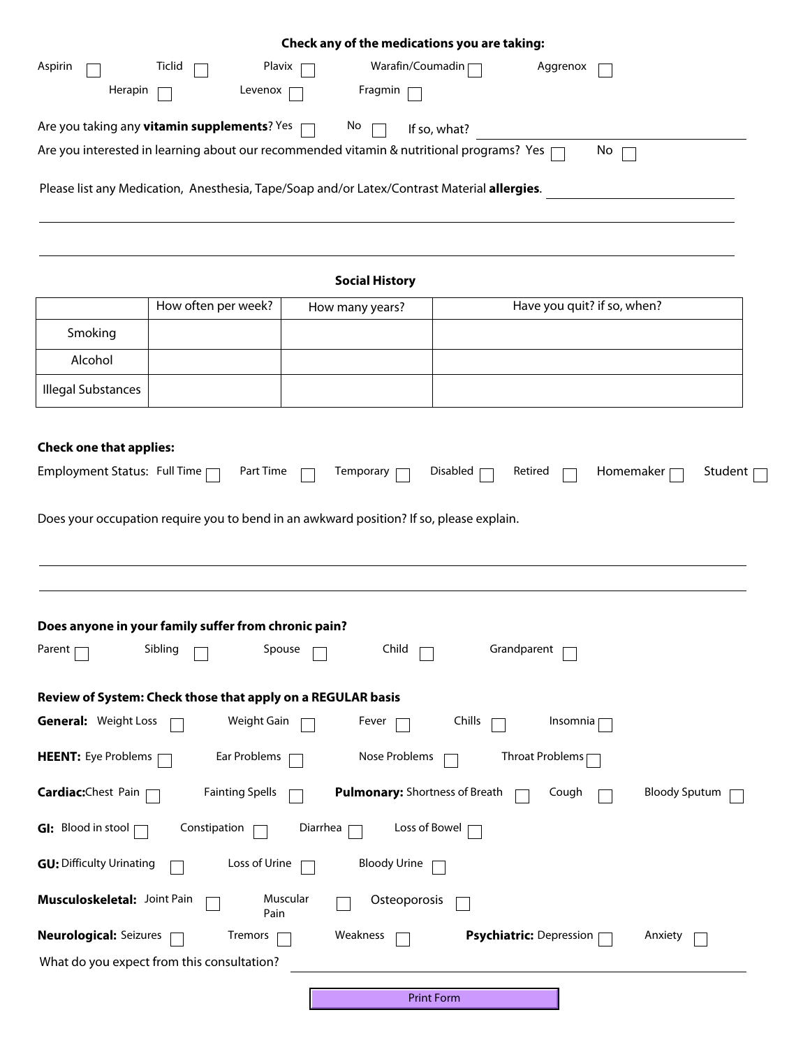**Check any of the medications you are taking:**

Aspirin ☐ Ticlid ☐ Plavix ☐ Warafin/Coumadin ☐ Aggrenox ☐

Herapin ☐ Levenox ☐ Fragmin ☐

Are you taking any **vitamin supplements**? Yes ☐ No ☐ If so, what? ______________________

Are you interested in learning about our recommended vitamin & nutritional programs? Yes ☐ No ☐

Please list any Medication, Anesthesia, Tape/Soap and/or Latex/Contrast Material **allergies**. ______________________

______________________________________________________________________

______________________________________________________________________

**Social History**

| | How often per week? | How many years? | Have you quit? if so, when? |
|---|---|---|---|
| Smoking | | | |
| Alcohol | | | |
| Illegal Substances | | | |

**Check one that applies:**

Employment Status: Full Time ☐ Part Time ☐ Temporary ☐ Disabled ☐ Retired ☐ Homemaker ☐ Student ☐

Does your occupation require you to bend in an awkward position? If so, please explain.

______________________________________________________________________

______________________________________________________________________

**Does anyone in your family suffer from chronic pain?**

Parent ☐ Sibling ☐ Spouse ☐ Child ☐ Grandparent ☐

**Review of System: Check those that apply on a REGULAR basis**

**General:** Weight Loss ☐ Weight Gain ☐ Fever ☐ Chills ☐ Insomnia ☐

**HEENT:** Eye Problems ☐ Ear Problems ☐ Nose Problems ☐ Throat Problems ☐

**Cardiac:** Chest Pain ☐ Fainting Spells ☐ **Pulmonary:** Shortness of Breath ☐ Cough ☐ Bloody Sputum ☐

**GI:** Blood in stool ☐ Constipation ☐ Diarrhea ☐ Loss of Bowel ☐

**GU:** Difficulty Urinating ☐ Loss of Urine ☐ Bloody Urine ☐

**Musculoskeletal:** Joint Pain ☐ Muscular Pain ☐ Osteoporosis ☐

**Neurological:** Seizures ☐ Tremors ☐ Weakness ☐ **Psychiatric:** Depression ☐ Anxiety ☐

What do you expect from this consultation? ______________________

Print Form